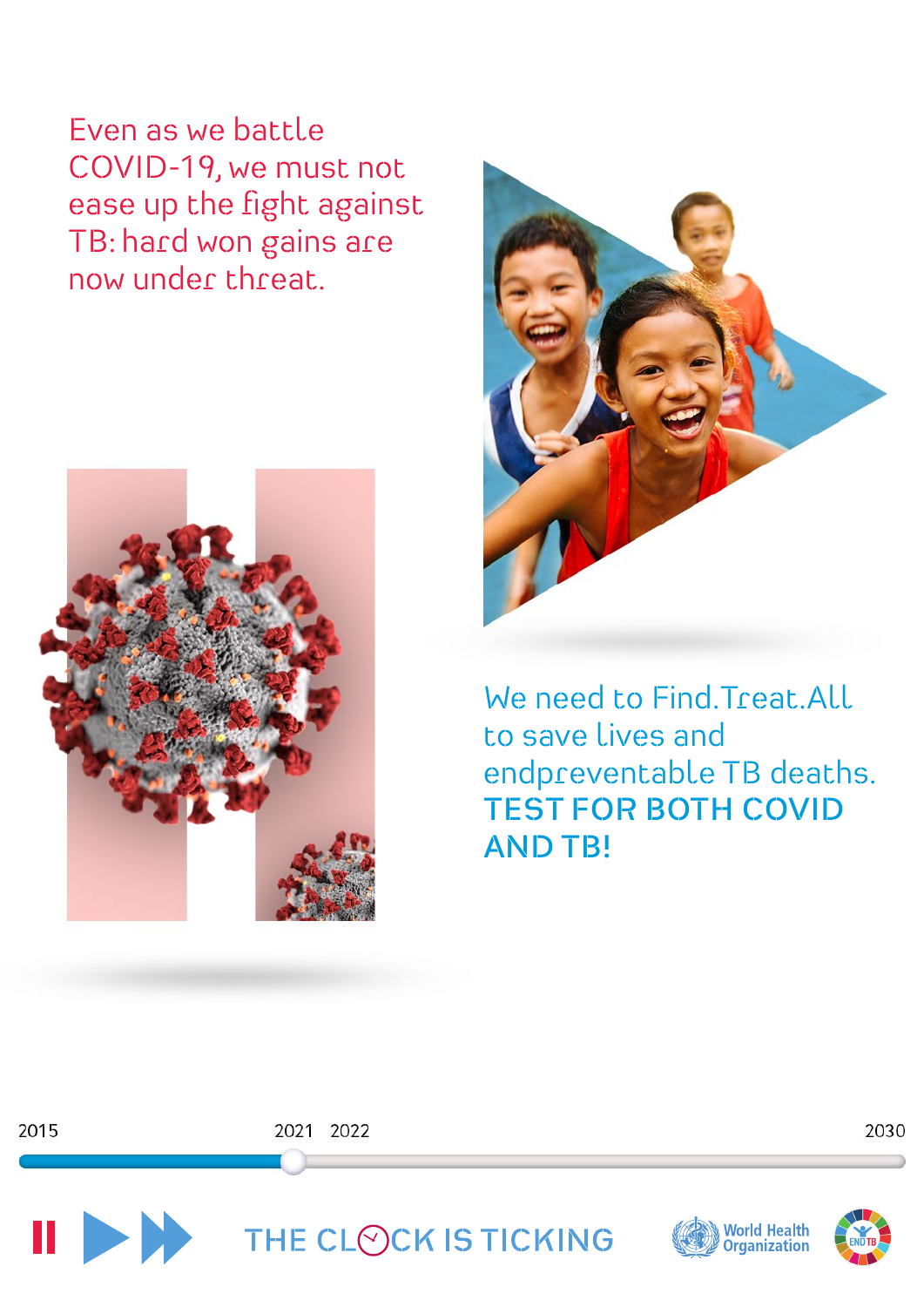Even as we battle COVID-19, we must not ease up the fight against TB: hard won gains are now under threat.

We need to Find.Treat.All to save lives and endpreventable TB deaths.

**TEST FOR BOTH COVID AND TB!**

2015 2021 2022 2030

THE CLOCK IS TICKING

World Health Organization

END TB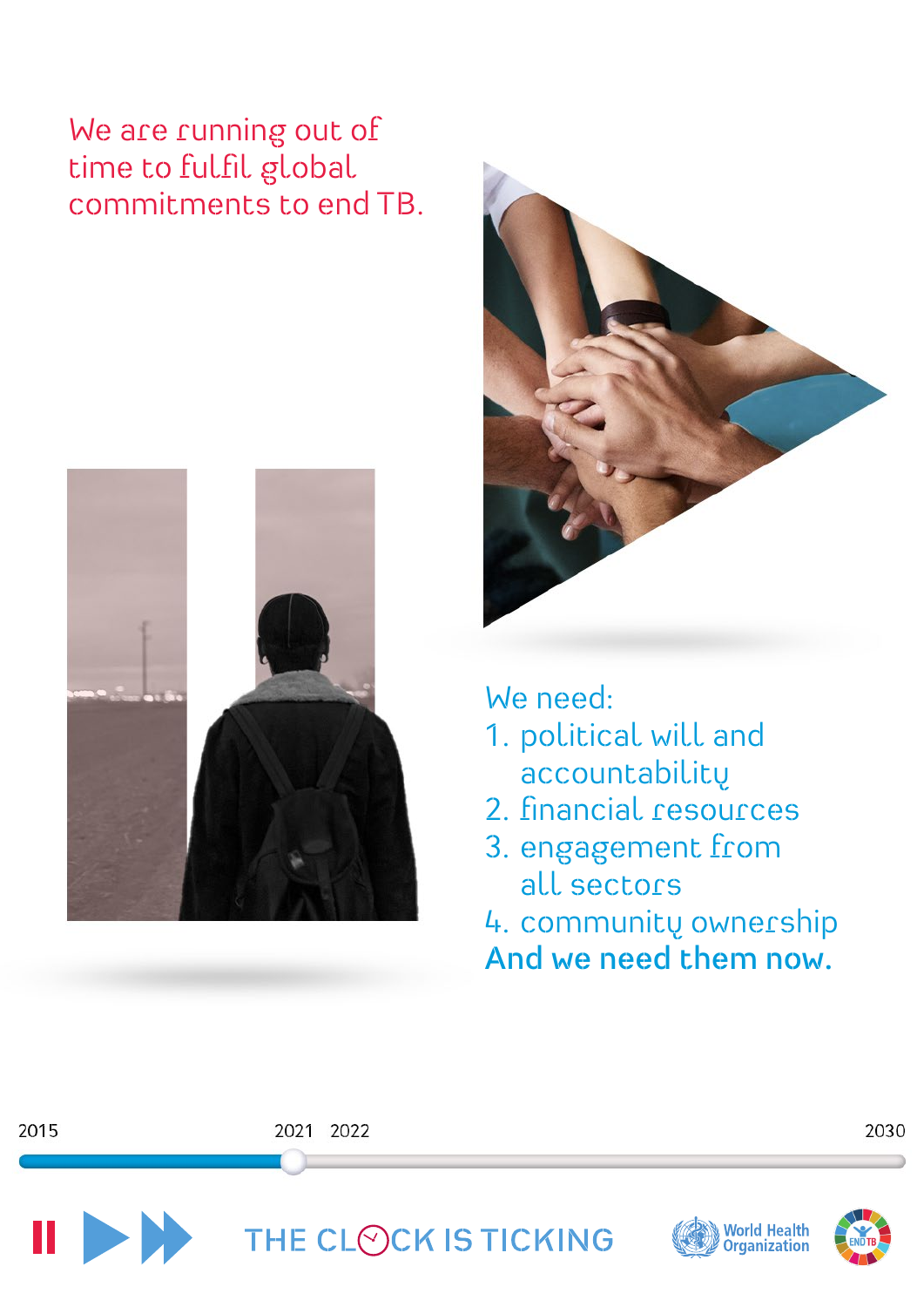We are running out of time to fulfil global commitments to end TB.

We need:

1. political will and accountability
2. financial resources
3. engagement from all sectors
4. community ownership

**And we need them now.**

2015 2021 2022 2030

THE CLOCK IS TICKING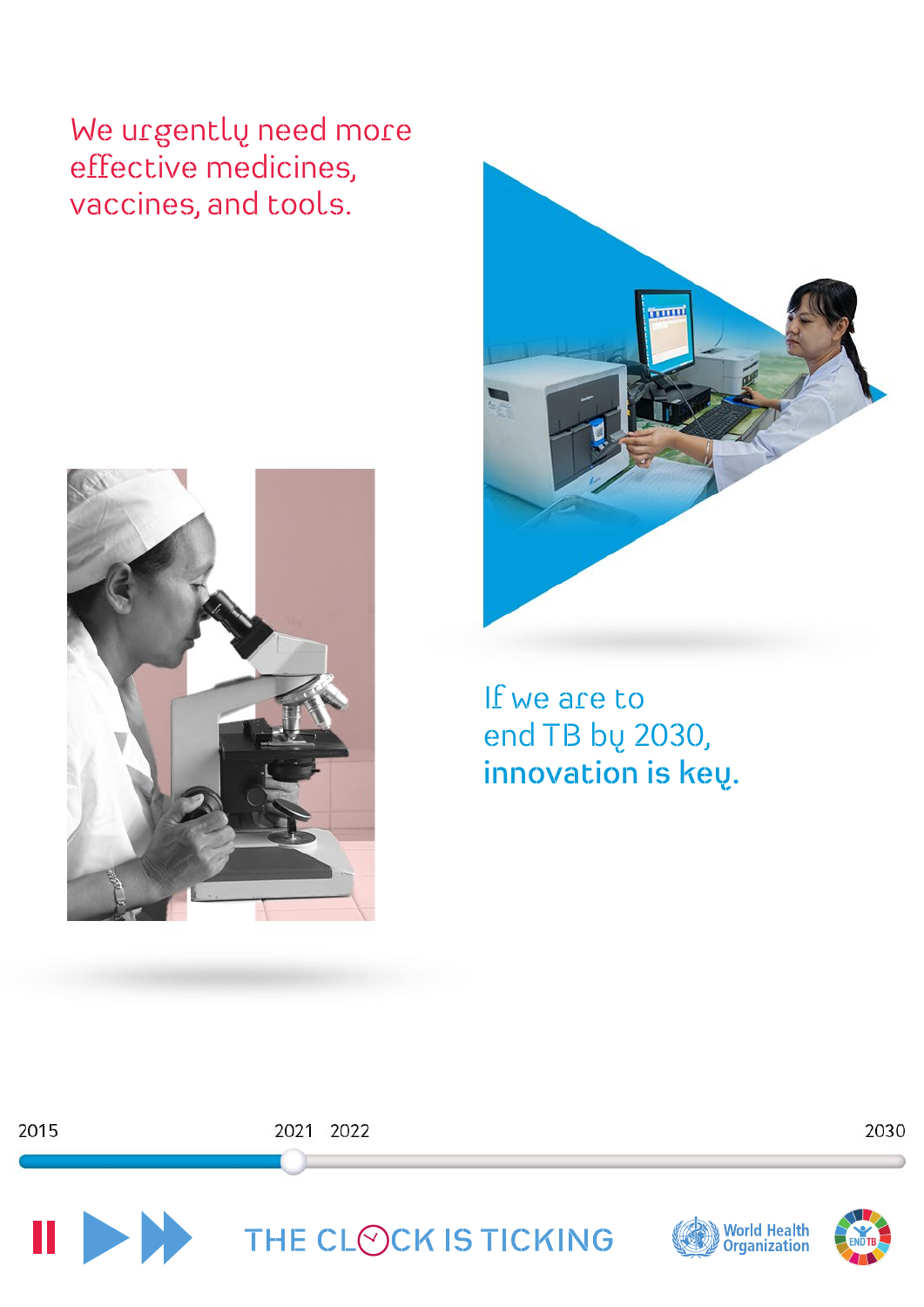We urgently need more effective medicines, vaccines, and tools.

If we are to end TB by 2030, **innovation is key.**

2015 2021 2022 2030

THE CLOCK IS TICKING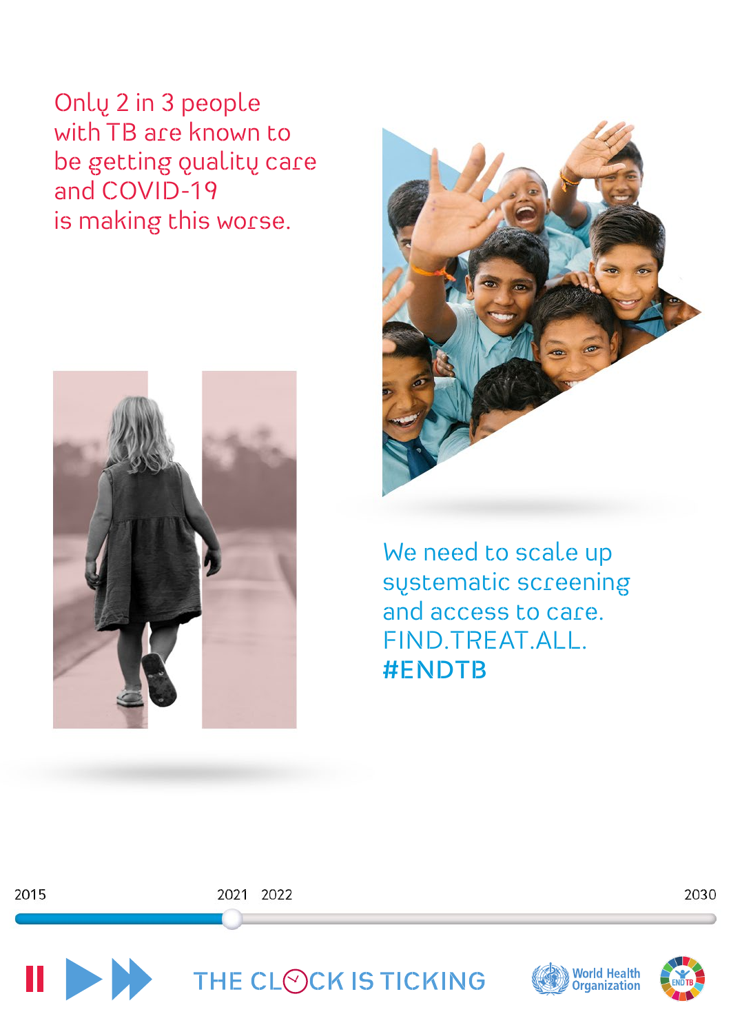Only 2 in 3 people with TB are known to be getting quality care and COVID-19 is making this worse.

We need to scale up systematic screening and access to care.
FIND.TREAT.ALL.
**#ENDTB**

2015 2021 2022 2030

THE CLOCK IS TICKING

World Health Organization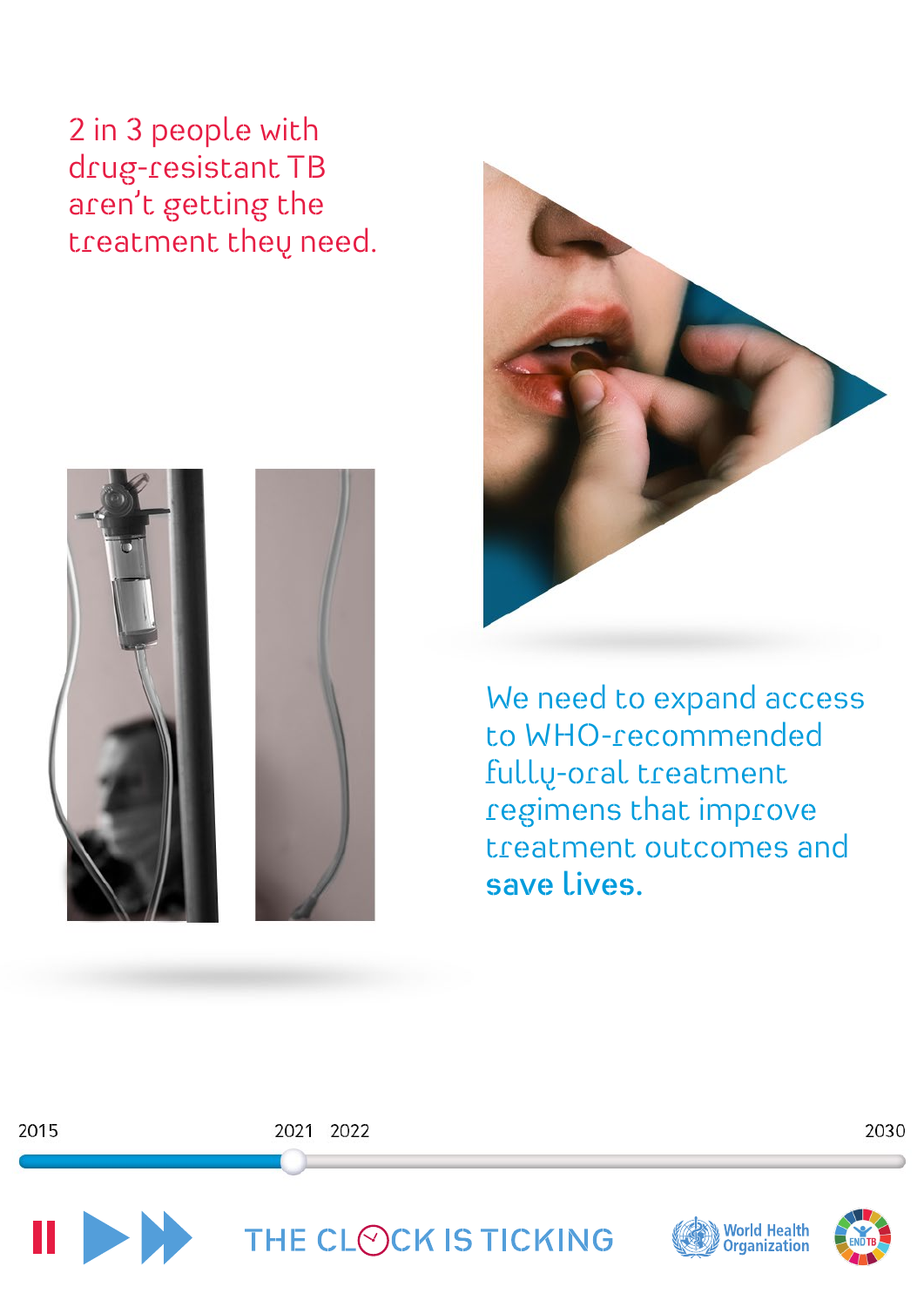2 in 3 people with drug-resistant TB aren't getting the treatment they need.

We need to expand access to WHO-recommended fully-oral treatment regimens that improve treatment outcomes and **save lives.**

2015 2021 2022 2030

THE CLOCK IS TICKING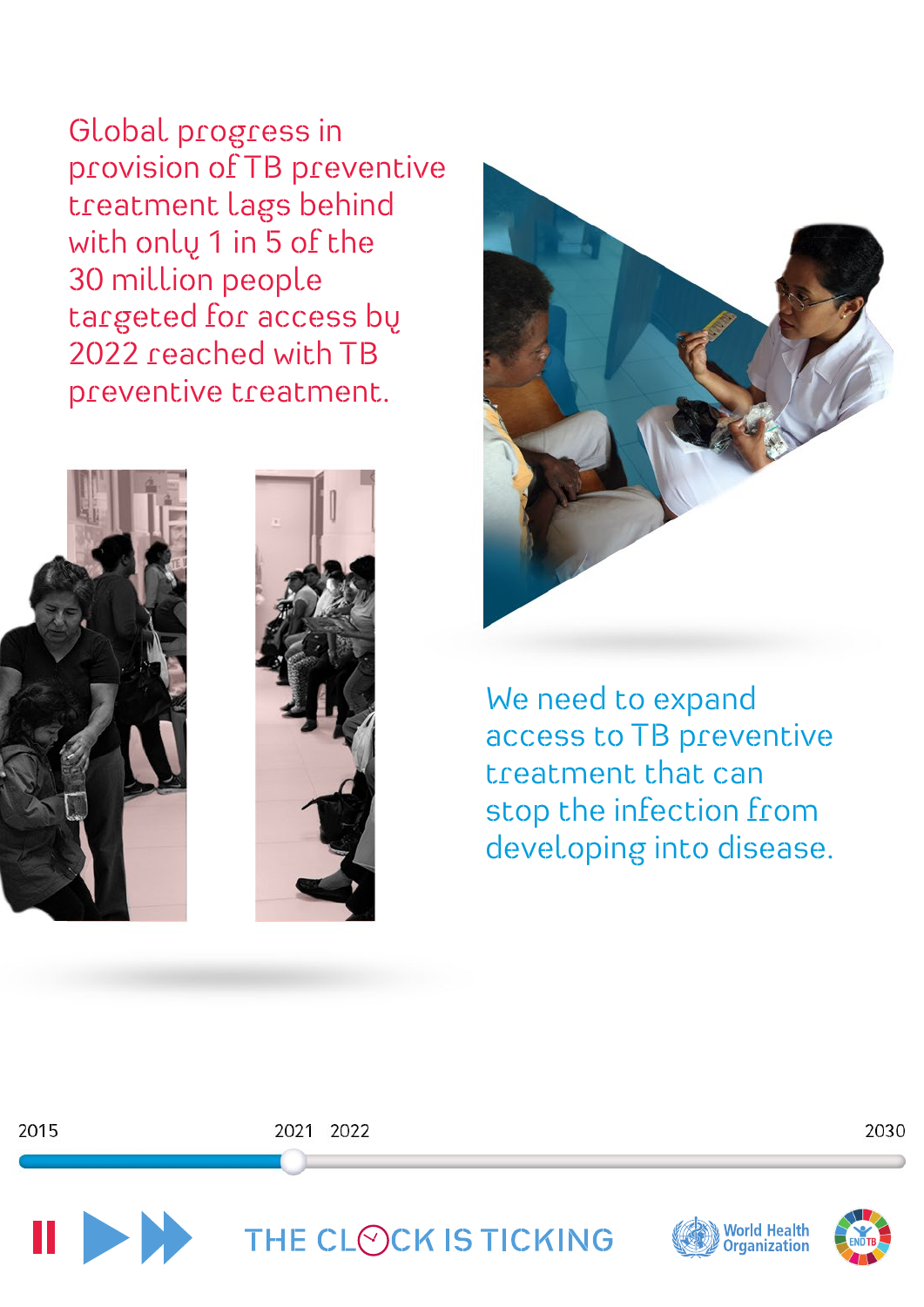Global progress in provision of TB preventive treatment lags behind with only 1 in 5 of the 30 million people targeted for access by 2022 reached with TB preventive treatment.

We need to expand access to TB preventive treatment that can stop the infection from developing into disease.

2015 2021 2022 2030

THE CLOCK IS TICKING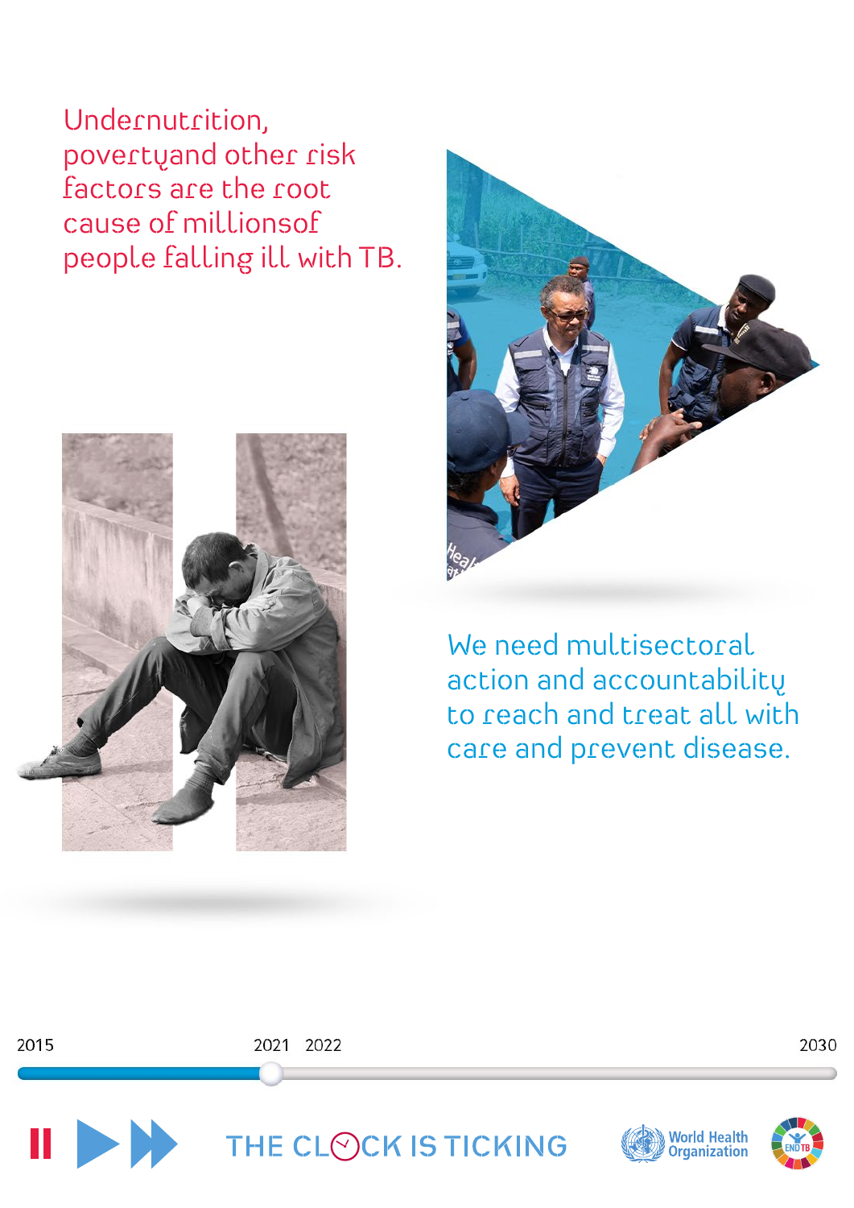Undernutrition, povertyand other risk factors are the root cause of millionsof people falling ill with TB.

We need multisectoral action and accountability to reach and treat all with care and prevent disease.

2015 2021 2022 2030

THE CLOCK IS TICKING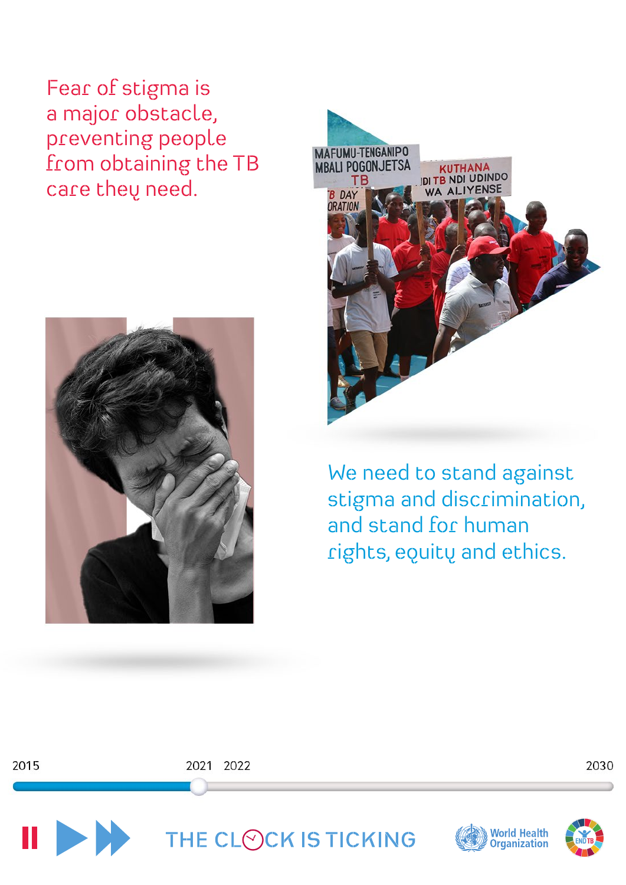Fear of stigma is a major obstacle, preventing people from obtaining the TB care they need.

We need to stand against stigma and discrimination, and stand for human rights, equity and ethics.

2015 2021 2022 2030

THE CLOCK IS TICKING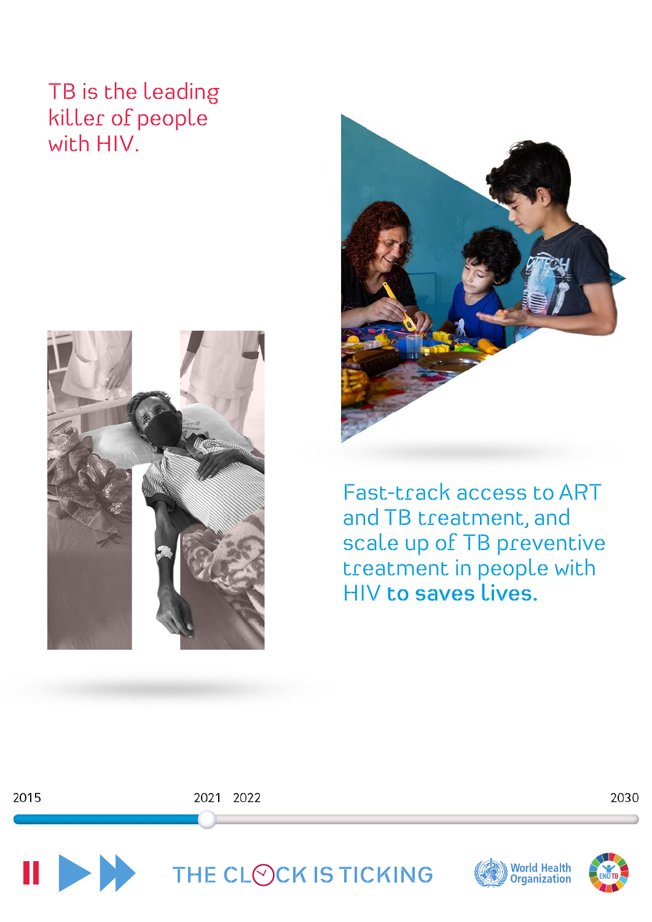TB is the leading killer of people with HIV.

Fast-track access to ART and TB treatment, and scale up of TB preventive treatment in people with HIV **to saves lives.**

2015 2021 2022 2030

THE CLOCK IS TICKING